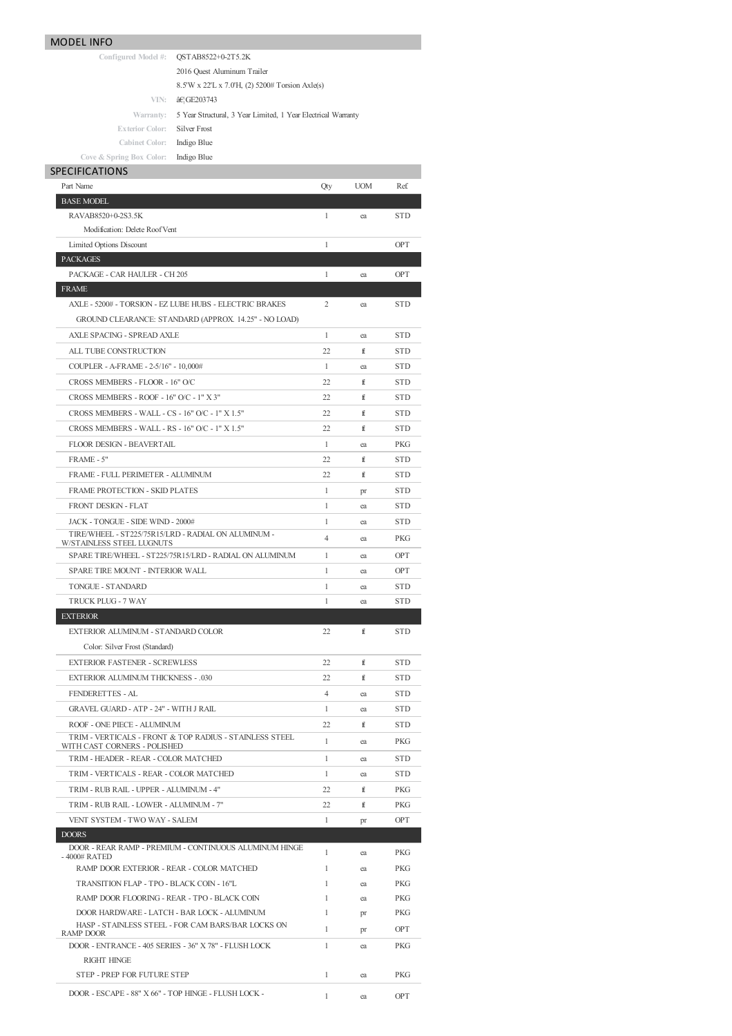## MODEL INFO

| | |
|---|---|
| Configured Model #: | QSTAB8522+0-2T5.2K |
| | 2016 Quest Aluminum Trailer |
| | 8.5'W x 22'L x 7.0'H, (2) 5200# Torsion Axle(s) |
| VIN: | â€¦GE203743 |
| Warranty: | 5 Year Structural, 3 Year Limited, 1 Year Electrical Warranty |
| Exterior Color: | Silver Frost |
| Cabinet Color: | Indigo Blue |
| Cove & Spring Box Color: | Indigo Blue |

## SPECIFICATIONS

| Part Name | Qty | UOM | Ref |
|---|---|---|---|
| **BASE MODEL** | | | |
| RAVAB8520+0-2S3.5K | 1 | ea | STD |
| Modification: Delete Roof Vent | | | |
| Limited Options Discount | 1 | | OPT |
| **PACKAGES** | | | |
| PACKAGE - CAR HAULER - CH 205 | 1 | ea | OPT |
| **FRAME** | | | |
| AXLE - 5200# - TORSION - EZ LUBE HUBS - ELECTRIC BRAKES | 2 | ea | STD |
| GROUND CLEARANCE: STANDARD (APPROX. 14.25" - NO LOAD) | | | |
| AXLE SPACING - SPREAD AXLE | 1 | ea | STD |
| ALL TUBE CONSTRUCTION | 22 | ft | STD |
| COUPLER - A-FRAME - 2-5/16" - 10,000# | 1 | ea | STD |
| CROSS MEMBERS - FLOOR - 16" O/C | 22 | ft | STD |
| CROSS MEMBERS - ROOF - 16" O/C - 1" X 3" | 22 | ft | STD |
| CROSS MEMBERS - WALL - CS - 16" O/C - 1" X 1.5" | 22 | ft | STD |
| CROSS MEMBERS - WALL - RS - 16" O/C - 1" X 1.5" | 22 | ft | STD |
| FLOOR DESIGN - BEAVERTAIL | 1 | ea | PKG |
| FRAME - 5" | 22 | ft | STD |
| FRAME - FULL PERIMETER - ALUMINUM | 22 | ft | STD |
| FRAME PROTECTION - SKID PLATES | 1 | pr | STD |
| FRONT DESIGN - FLAT | 1 | ea | STD |
| JACK - TONGUE - SIDE WIND - 2000# | 1 | ea | STD |
| TIRE/WHEEL - ST225/75R15/LRD - RADIAL ON ALUMINUM - W/STAINLESS STEEL LUGNUTS | 4 | ea | PKG |
| SPARE TIRE/WHEEL - ST225/75R15/LRD - RADIAL ON ALUMINUM | 1 | ea | OPT |
| SPARE TIRE MOUNT - INTERIOR WALL | 1 | ea | OPT |
| TONGUE - STANDARD | 1 | ea | STD |
| TRUCK PLUG - 7 WAY | 1 | ea | STD |
| **EXTERIOR** | | | |
| EXTERIOR ALUMINUM - STANDARD COLOR | 22 | ft | STD |
| Color: Silver Frost (Standard) | | | |
| EXTERIOR FASTENER - SCREWLESS | 22 | ft | STD |
| EXTERIOR ALUMINUM THICKNESS - .030 | 22 | ft | STD |
| FENDERETTES - AL | 4 | ea | STD |
| GRAVEL GUARD - ATP - 24" - WITH J RAIL | 1 | ea | STD |
| ROOF - ONE PIECE - ALUMINUM | 22 | ft | STD |
| TRIM - VERTICALS - FRONT & TOP RADIUS - STAINLESS STEEL WITH CAST CORNERS - POLISHED | 1 | ea | PKG |
| TRIM - HEADER - REAR - COLOR MATCHED | 1 | ea | STD |
| TRIM - VERTICALS - REAR - COLOR MATCHED | 1 | ea | STD |
| TRIM - RUB RAIL - UPPER - ALUMINUM - 4" | 22 | ft | PKG |
| TRIM - RUB RAIL - LOWER - ALUMINUM - 7" | 22 | ft | PKG |
| VENT SYSTEM - TWO WAY - SALEM | 1 | pr | OPT |
| **DOORS** | | | |
| DOOR - REAR RAMP - PREMIUM - CONTINUOUS ALUMINUM HINGE - 4000# RATED | 1 | ea | PKG |
| RAMP DOOR EXTERIOR - REAR - COLOR MATCHED | 1 | ea | PKG |
| TRANSITION FLAP - TPO - BLACK COIN - 16"L | 1 | ea | PKG |
| RAMP DOOR FLOORING - REAR - TPO - BLACK COIN | 1 | ea | PKG |
| DOOR HARDWARE - LATCH - BAR LOCK - ALUMINUM | 1 | pr | PKG |
| HASP - STAINLESS STEEL - FOR CAM BARS/BAR LOCKS ON RAMP DOOR | 1 | pr | OPT |
| DOOR - ENTRANCE - 405 SERIES - 36" X 78" - FLUSH LOCK | 1 | ea | PKG |
| RIGHT HINGE | | | |
| STEP - PREP FOR FUTURE STEP | 1 | ea | PKG |
| DOOR - ESCAPE - 88" X 66" - TOP HINGE - FLUSH LOCK - | 1 | ea | OPT |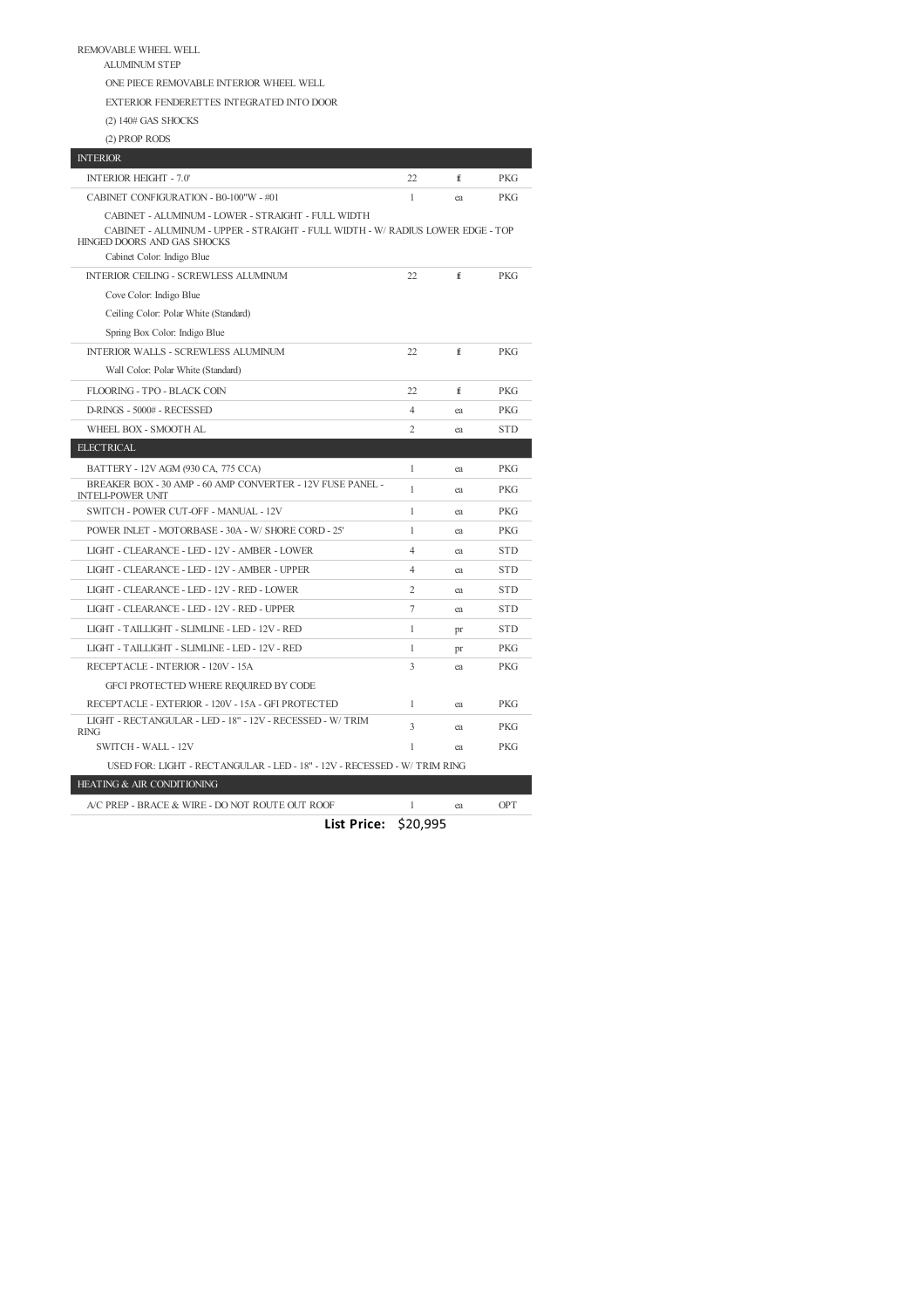REMOVABLE WHEEL WELL

ALUMINUM STEP

ONE PIECE REMOVABLE INTERIOR WHEEL WELL

EXTERIOR FENDERETTES INTEGRATED INTO DOOR

(2) 140# GAS SHOCKS

(2) PROP RODS

| | | | |
|---|---|---|---|
| **INTERIOR** | | | |
| INTERIOR HEIGHT - 7.0' | 22 | ft | PKG |
| CABINET CONFIGURATION - B0-100"W - #01 | 1 | ea | PKG |
| CABINET - ALUMINUM - LOWER - STRAIGHT - FULL WIDTH | | | |
| CABINET - ALUMINUM - UPPER - STRAIGHT - FULL WIDTH - W/ RADIUS LOWER EDGE - TOP HINGED DOORS AND GAS SHOCKS | | | |
| Cabinet Color: Indigo Blue | | | |
| INTERIOR CEILING - SCREWLESS ALUMINUM | 22 | ft | PKG |
| Cove Color: Indigo Blue | | | |
| Ceiling Color: Polar White (Standard) | | | |
| Spring Box Color: Indigo Blue | | | |
| INTERIOR WALLS - SCREWLESS ALUMINUM | 22 | ft | PKG |
| Wall Color: Polar White (Standard) | | | |
| FLOORING - TPO - BLACK COIN | 22 | ft | PKG |
| D-RINGS - 5000# - RECESSED | 4 | ea | PKG |
| WHEEL BOX - SMOOTH AL | 2 | ea | STD |
| **ELECTRICAL** | | | |
| BATTERY - 12V AGM (930 CA, 775 CCA) | 1 | ea | PKG |
| BREAKER BOX - 30 AMP - 60 AMP CONVERTER - 12V FUSE PANEL - INTELI-POWER UNIT | 1 | ea | PKG |
| SWITCH - POWER CUT-OFF - MANUAL - 12V | 1 | ea | PKG |
| POWER INLET - MOTORBASE - 30A - W/ SHORE CORD - 25' | 1 | ea | PKG |
| LIGHT - CLEARANCE - LED - 12V - AMBER - LOWER | 4 | ea | STD |
| LIGHT - CLEARANCE - LED - 12V - AMBER - UPPER | 4 | ea | STD |
| LIGHT - CLEARANCE - LED - 12V - RED - LOWER | 2 | ea | STD |
| LIGHT - CLEARANCE - LED - 12V - RED - UPPER | 7 | ea | STD |
| LIGHT - TAILLIGHT - SLIMLINE - LED - 12V - RED | 1 | pr | STD |
| LIGHT - TAILLIGHT - SLIMLINE - LED - 12V - RED | 1 | pr | PKG |
| RECEPTACLE - INTERIOR - 120V - 15A | 3 | ea | PKG |
| GFCI PROTECTED WHERE REQUIRED BY CODE | | | |
| RECEPTACLE - EXTERIOR - 120V - 15A - GFI PROTECTED | 1 | ea | PKG |
| LIGHT - RECTANGULAR - LED - 18" - 12V - RECESSED - W/ TRIM RING | 3 | ea | PKG |
| SWITCH - WALL - 12V | 1 | ea | PKG |
| USED FOR: LIGHT - RECTANGULAR - LED - 18" - 12V - RECESSED - W/ TRIM RING | | | |
| **HEATING & AIR CONDITIONING** | | | |
| A/C PREP - BRACE & WIRE - DO NOT ROUTE OUT ROOF | 1 | ea | OPT |

**List Price:** $20,995